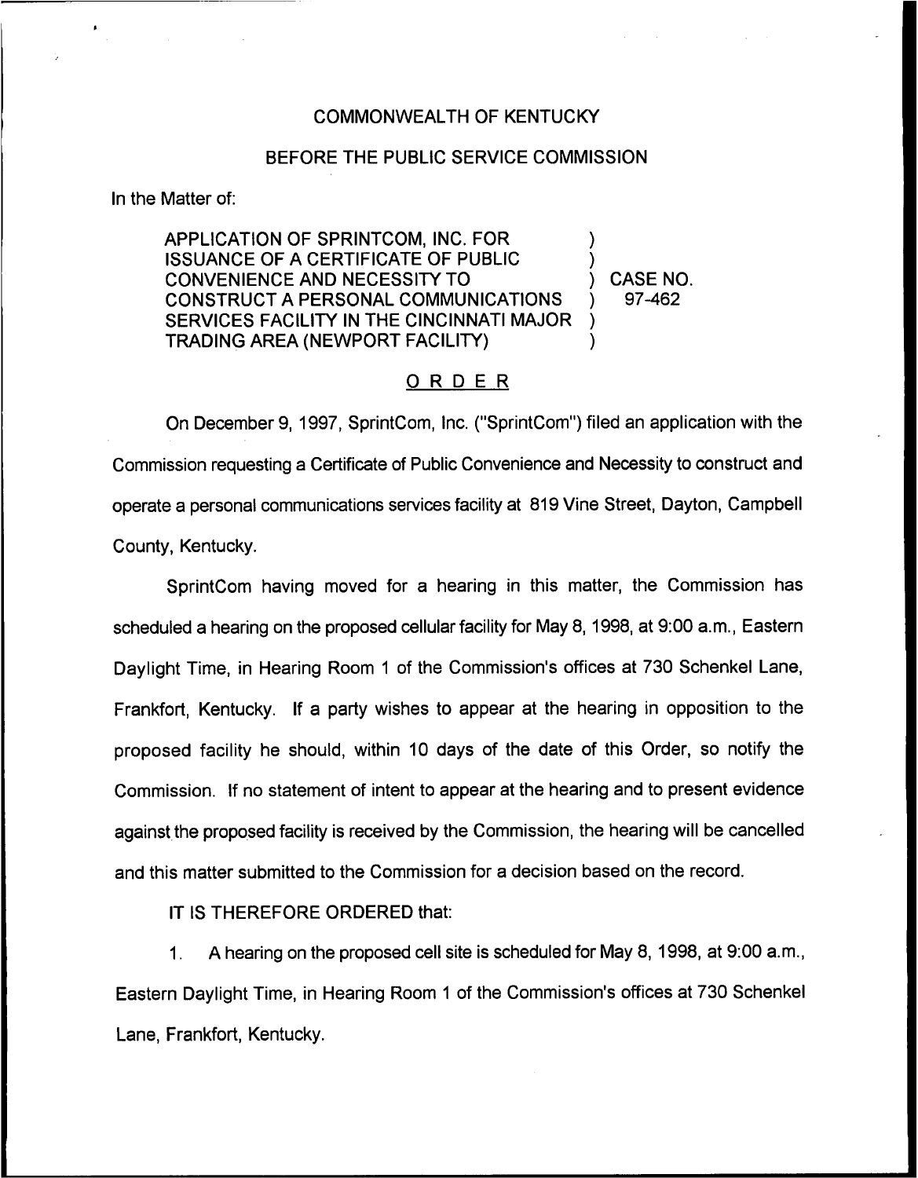COMMONWEALTH OF KENTUCKY

BEFORE THE PUBLIC SERVICE COMMISSION

In the Matter of:

APPLICATION OF SPRINTCOM, INC. FOR ISSUANCE OF A CERTIFICATE OF PUBLIC CONVENIENCE AND NECESSITY TO CONSTRUCT A PERSONAL COMMUNICATIONS SERVICES FACILITY IN THE CINCINNATI MAJOR TRADING AREA (NEWPORT FACILITY)

) CASE NO. 97-462

## ORDER

On December 9, 1997, SprintCom, Inc. ("SprintCom") filed an application with the Commission requesting a Certificate of Public Convenience and Necessity to construct and operate a personal communications services facility at 819 Vine Street, Dayton, Campbell County, Kentucky.

SprintCom having moved for a hearing in this matter, the Commission has scheduled a hearing on the proposed cellular facility for May 8, 1998, at 9:00 a.m., Eastern Daylight Time, in Hearing Room 1 of the Commission's offices at 730 Schenkel Lane, Frankfort, Kentucky. If a party wishes to appear at the hearing in opposition to the proposed facility he should, within 10 days of the date of this Order, so notify the Commission. If no statement of intent to appear at the hearing and to present evidence against the proposed facility is received by the Commission, the hearing will be cancelled and this matter submitted to the Commission for a decision based on the record.

IT IS THEREFORE ORDERED that:

1. A hearing on the proposed cell site is scheduled for May 8, 1998, at 9:00 a.m., Eastern Daylight Time, in Hearing Room 1 of the Commission's offices at 730 Schenkel Lane, Frankfort, Kentucky.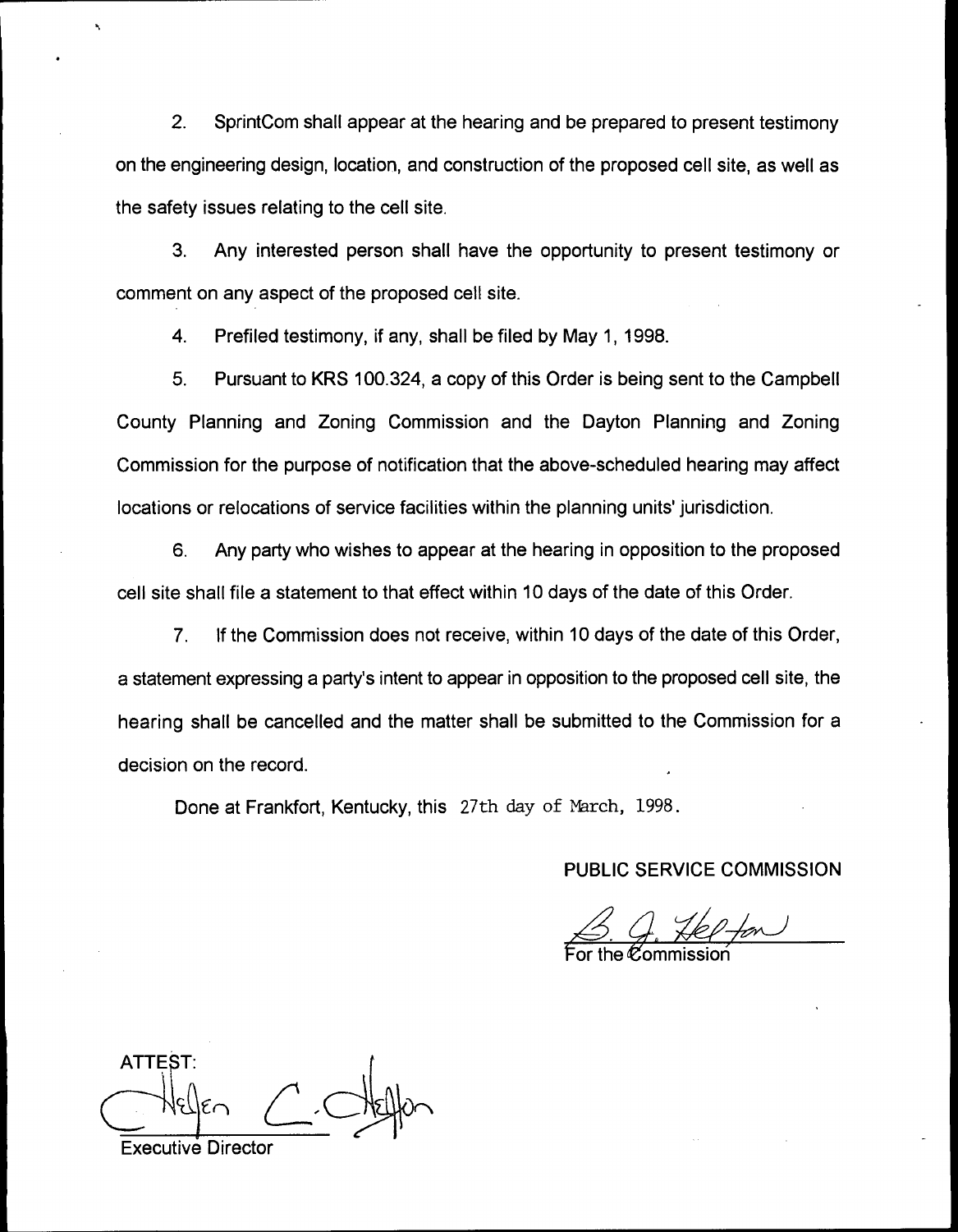2. SprintCom shall appear at the hearing and be prepared to present testimony on the engineering design, location, and construction of the proposed cell site, as well as the safety issues relating to the cell site.

3. Any interested person shall have the opportunity to present testimony or comment on any aspect of the proposed cell site.

4. Prefiled testimony, if any, shall be filed by May 1, 1998.

5. Pursuant to KRS 100.324, a copy of this Order is being sent to the Campbell County Planning and Zoning Commission and the Dayton Planning and Zoning Commission for the purpose of notification that the above-scheduled hearing may affect locations or relocations of service facilities within the planning units' jurisdiction.

6. Any party who wishes to appear at the hearing in opposition to the proposed cell site shall file a statement to that effect within 10 days of the date of this Order.

7. If the Commission does not receive, within 10 days of the date of this Order, a statement expressing a party's intent to appear in opposition to the proposed cell site, the hearing shall be cancelled and the matter shall be submitted to the Commission for a decision on the record.

Done at Frankfort, Kentucky, this 27th day of March, 1998.

PUBLIC SERVICE COMMISSION

For the Commission

ATTEST:

Executive Director